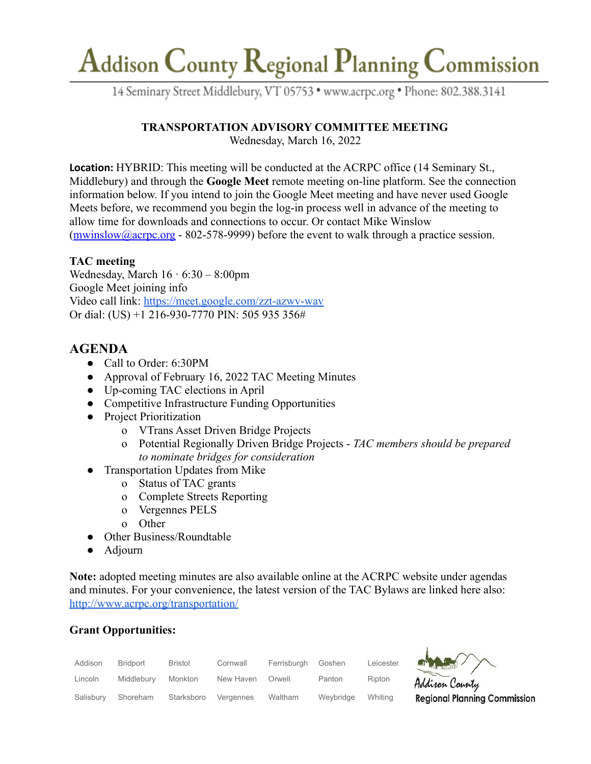# Addison County Regional Planning Commission

14 Seminary Street Middlebury, VT 05753 • www.acrpc.org • Phone: 802.388.3141

**TRANSPORTATION ADVISORY COMMITTEE MEETING**
Wednesday, March 16, 2022

**Location:** HYBRID: This meeting will be conducted at the ACRPC office (14 Seminary St., Middlebury) and through the **Google Meet** remote meeting on-line platform. See the connection information below. If you intend to join the Google Meet meeting and have never used Google Meets before, we recommend you begin the log-in process well in advance of the meeting to allow time for downloads and connections to occur. Or contact Mike Winslow (mwinslow@acrpc.org - 802-578-9999) before the event to walk through a practice session.

**TAC meeting**
Wednesday, March 16 · 6:30 – 8:00pm
Google Meet joining info
Video call link: https://meet.google.com/zzt-azwv-wav
Or dial: (US) +1 216-930-7770 PIN: 505 935 356#

## AGENDA

- Call to Order: 6:30PM
- Approval of February 16, 2022 TAC Meeting Minutes
- Up-coming TAC elections in April
- Competitive Infrastructure Funding Opportunities
- Project Prioritization
  - VTrans Asset Driven Bridge Projects
  - Potential Regionally Driven Bridge Projects - *TAC members should be prepared to nominate bridges for consideration*
- Transportation Updates from Mike
  - Status of TAC grants
  - Complete Streets Reporting
  - Vergennes PELS
  - Other
- Other Business/Roundtable
- Adjourn

**Note:** adopted meeting minutes are also available online at the ACRPC website under agendas and minutes. For your convenience, the latest version of the TAC Bylaws are linked here also: http://www.acrpc.org/transportation/

**Grant Opportunities:**

Addison, Bridport, Bristol, Cornwall, Ferrisburgh, Goshen, Leicester, Lincoln, Middlebury, Monkton, New Haven, Orwell, Panton, Ripton, Salisbury, Shoreham, Starksboro, Vergennes, Waltham, Weybridge, Whiting

Addison County Regional Planning Commission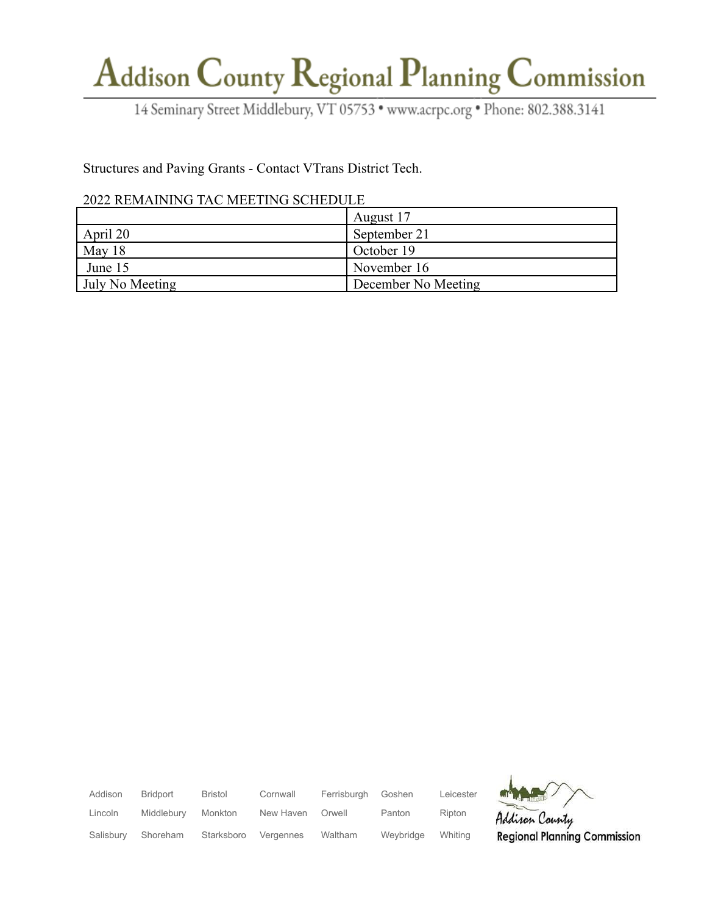Structures and Paving Grants - Contact VTrans District Tech.

2022 REMAINING TAC MEETING SCHEDULE

| | |
|---|---|
| | August 17 |
| April 20 | September 21 |
| May 18 | October 19 |
| June 15 | November 16 |
| July No Meeting | December No Meeting |